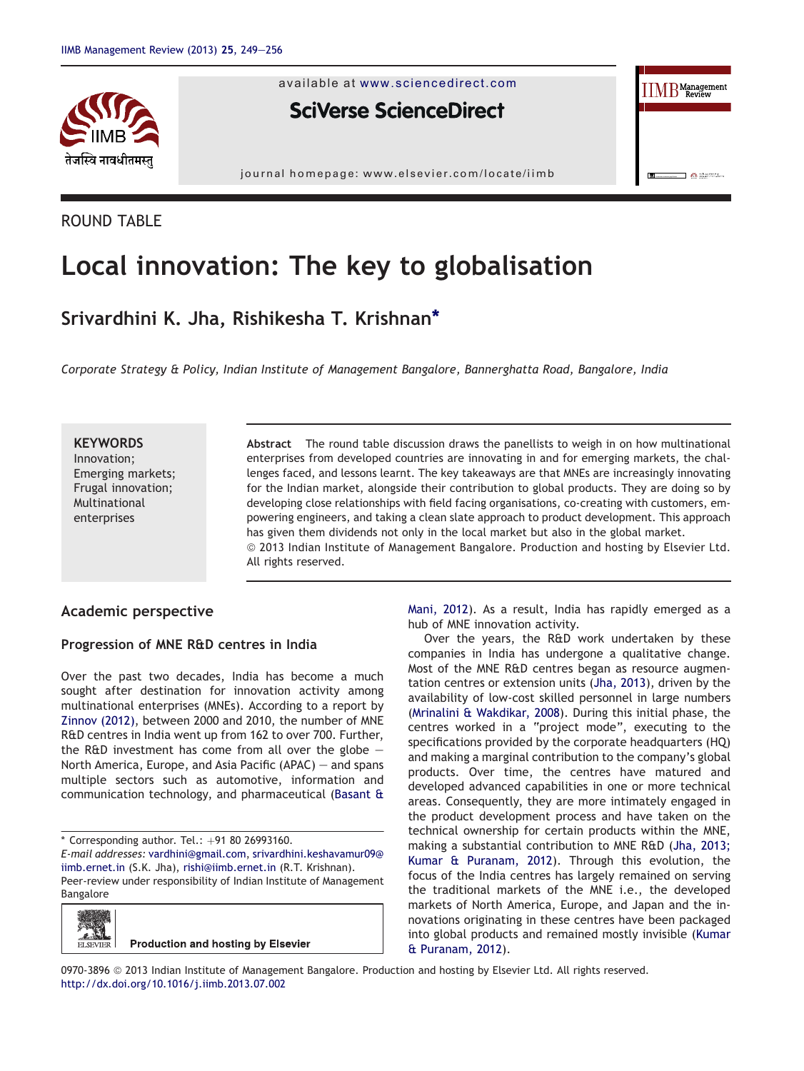ROUND TABLE

# Local innovation: The key to globalisation

**Srivardhini K. Jha, Rishikesha T. Krishnan***

*Corporate Strategy & Policy, Indian Institute of Management Bangalore, Bannerghatta Road, Bangalore, India*

**KEYWORDS**
Innovation;
Emerging markets;
Frugal innovation;
Multinational enterprises

**Abstract** The round table discussion draws the panellists to weigh in on how multinational enterprises from developed countries are innovating in and for emerging markets, the challenges faced, and lessons learnt. The key takeaways are that MNEs are increasingly innovating for the Indian market, alongside their contribution to global products. They are doing so by developing close relationships with field facing organisations, co-creating with customers, empowering engineers, and taking a clean slate approach to product development. This approach has given them dividends not only in the local market but also in the global market.
© 2013 Indian Institute of Management Bangalore. Production and hosting by Elsevier Ltd. All rights reserved.

## Academic perspective

### Progression of MNE R&D centres in India

Over the past two decades, India has become a much sought after destination for innovation activity among multinational enterprises (MNEs). According to a report by Zinnov (2012), between 2000 and 2010, the number of MNE R&D centres in India went up from 162 to over 700. Further, the R&D investment has come from all over the globe — North America, Europe, and Asia Pacific (APAC) — and spans multiple sectors such as automotive, information and communication technology, and pharmaceutical (Basant & Mani, 2012). As a result, India has rapidly emerged as a hub of MNE innovation activity.

Over the years, the R&D work undertaken by these companies in India has undergone a qualitative change. Most of the MNE R&D centres began as resource augmentation centres or extension units (Jha, 2013), driven by the availability of low-cost skilled personnel in large numbers (Mrinalini & Wakdikar, 2008). During this initial phase, the centres worked in a "project mode", executing to the specifications provided by the corporate headquarters (HQ) and making a marginal contribution to the company's global products. Over time, the centres have matured and developed advanced capabilities in one or more technical areas. Consequently, they are more intimately engaged in the product development process and have taken on the technical ownership for certain products within the MNE, making a substantial contribution to MNE R&D (Jha, 2013; Kumar & Puranam, 2012). Through this evolution, the focus of the India centres has largely remained on serving the traditional markets of the MNE i.e., the developed markets of North America, Europe, and Japan and the innovations originating in these centres have been packaged into global products and remained mostly invisible (Kumar & Puranam, 2012).

---

* Corresponding author. Tel.: +91 80 26993160.
*E-mail addresses:* vardhini@gmail.com, srivardhini.keshavamur09@iimb.ernet.in (S.K. Jha), rishi@iimb.ernet.in (R.T. Krishnan).
Peer-review under responsibility of Indian Institute of Management Bangalore

Production and hosting by Elsevier

0970-3896 © 2013 Indian Institute of Management Bangalore. Production and hosting by Elsevier Ltd. All rights reserved.
http://dx.doi.org/10.1016/j.iimb.2013.07.002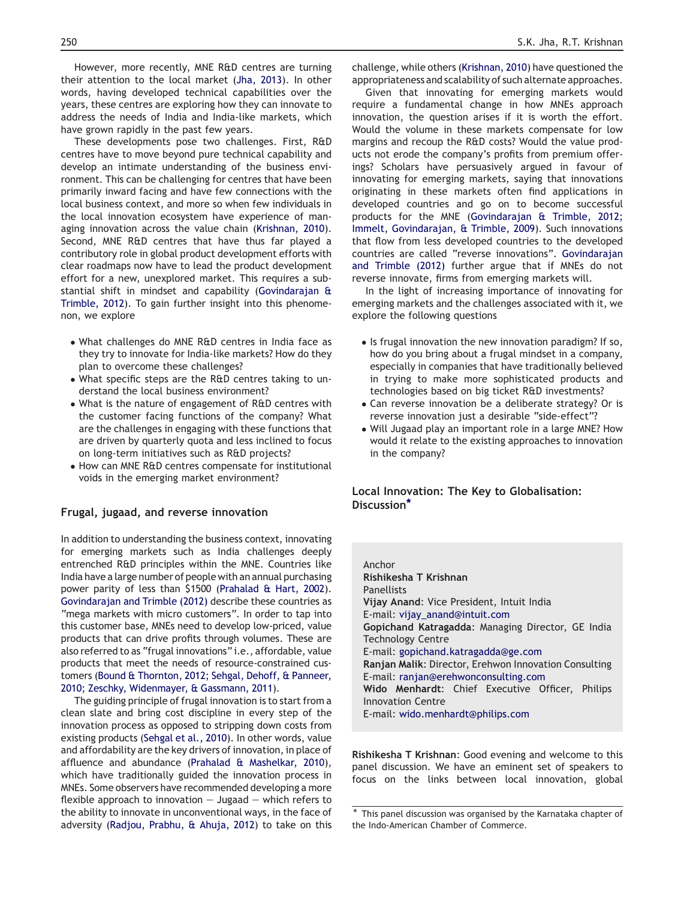However, more recently, MNE R&D centres are turning their attention to the local market (Jha, 2013). In other words, having developed technical capabilities over the years, these centres are exploring how they can innovate to address the needs of India and India-like markets, which have grown rapidly in the past few years.

These developments pose two challenges. First, R&D centres have to move beyond pure technical capability and develop an intimate understanding of the business environment. This can be challenging for centres that have been primarily inward facing and have few connections with the local business context, and more so when few individuals in the local innovation ecosystem have experience of managing innovation across the value chain (Krishnan, 2010). Second, MNE R&D centres that have thus far played a contributory role in global product development efforts with clear roadmaps now have to lead the product development effort for a new, unexplored market. This requires a substantial shift in mindset and capability (Govindarajan & Trimble, 2012). To gain further insight into this phenomenon, we explore

- What challenges do MNE R&D centres in India face as they try to innovate for India-like markets? How do they plan to overcome these challenges?
- What specific steps are the R&D centres taking to understand the local business environment?
- What is the nature of engagement of R&D centres with the customer facing functions of the company? What are the challenges in engaging with these functions that are driven by quarterly quota and less inclined to focus on long-term initiatives such as R&D projects?
- How can MNE R&D centres compensate for institutional voids in the emerging market environment?

## Frugal, jugaad, and reverse innovation

In addition to understanding the business context, innovating for emerging markets such as India challenges deeply entrenched R&D principles within the MNE. Countries like India have a large number of people with an annual purchasing power parity of less than $1500 (Prahalad & Hart, 2002). Govindarajan and Trimble (2012) describe these countries as "mega markets with micro customers". In order to tap into this customer base, MNEs need to develop low-priced, value products that can drive profits through volumes. These are also referred to as "frugal innovations" i.e., affordable, value products that meet the needs of resource-constrained customers (Bound & Thornton, 2012; Sehgal, Dehoff, & Panneer, 2010; Zeschky, Widenmayer, & Gassmann, 2011).

The guiding principle of frugal innovation is to start from a clean slate and bring cost discipline in every step of the innovation process as opposed to stripping down costs from existing products (Sehgal et al., 2010). In other words, value and affordability are the key drivers of innovation, in place of affluence and abundance (Prahalad & Mashelkar, 2010), which have traditionally guided the innovation process in MNEs. Some observers have recommended developing a more flexible approach to innovation — Jugaad — which refers to the ability to innovate in unconventional ways, in the face of adversity (Radjou, Prabhu, & Ahuja, 2012) to take on this challenge, while others (Krishnan, 2010) have questioned the appropriateness and scalability of such alternate approaches.

Given that innovating for emerging markets would require a fundamental change in how MNEs approach innovation, the question arises if it is worth the effort. Would the volume in these markets compensate for low margins and recoup the R&D costs? Would the value products not erode the company's profits from premium offerings? Scholars have persuasively argued in favour of innovating for emerging markets, saying that innovations originating in these markets often find applications in developed countries and go on to become successful products for the MNE (Govindarajan & Trimble, 2012; Immelt, Govindarajan, & Trimble, 2009). Such innovations that flow from less developed countries to the developed countries are called "reverse innovations". Govindarajan and Trimble (2012) further argue that if MNEs do not reverse innovate, firms from emerging markets will.

In the light of increasing importance of innovating for emerging markets and the challenges associated with it, we explore the following questions

- Is frugal innovation the new innovation paradigm? If so, how do you bring about a frugal mindset in a company, especially in companies that have traditionally believed in trying to make more sophisticated products and technologies based on big ticket R&D investments?
- Can reverse innovation be a deliberate strategy? Or is reverse innovation just a desirable "side-effect"?
- Will Jugaad play an important role in a large MNE? How would it relate to the existing approaches to innovation in the company?

## Local Innovation: The Key to Globalisation: Discussion*

Anchor
**Rishikesha T Krishnan**
Panellists
**Vijay Anand**: Vice President, Intuit India
E-mail: vijay_anand@intuit.com
**Gopichand Katragadda**: Managing Director, GE India Technology Centre
E-mail: gopichand.katragadda@ge.com
**Ranjan Malik**: Director, Erehwon Innovation Consulting
E-mail: ranjan@erehwonconsulting.com
**Wido Menhardt**: Chief Executive Officer, Philips Innovation Centre
E-mail: wido.menhardt@philips.com

**Rishikesha T Krishnan**: Good evening and welcome to this panel discussion. We have an eminent set of speakers to focus on the links between local innovation, global

* This panel discussion was organised by the Karnataka chapter of the Indo-American Chamber of Commerce.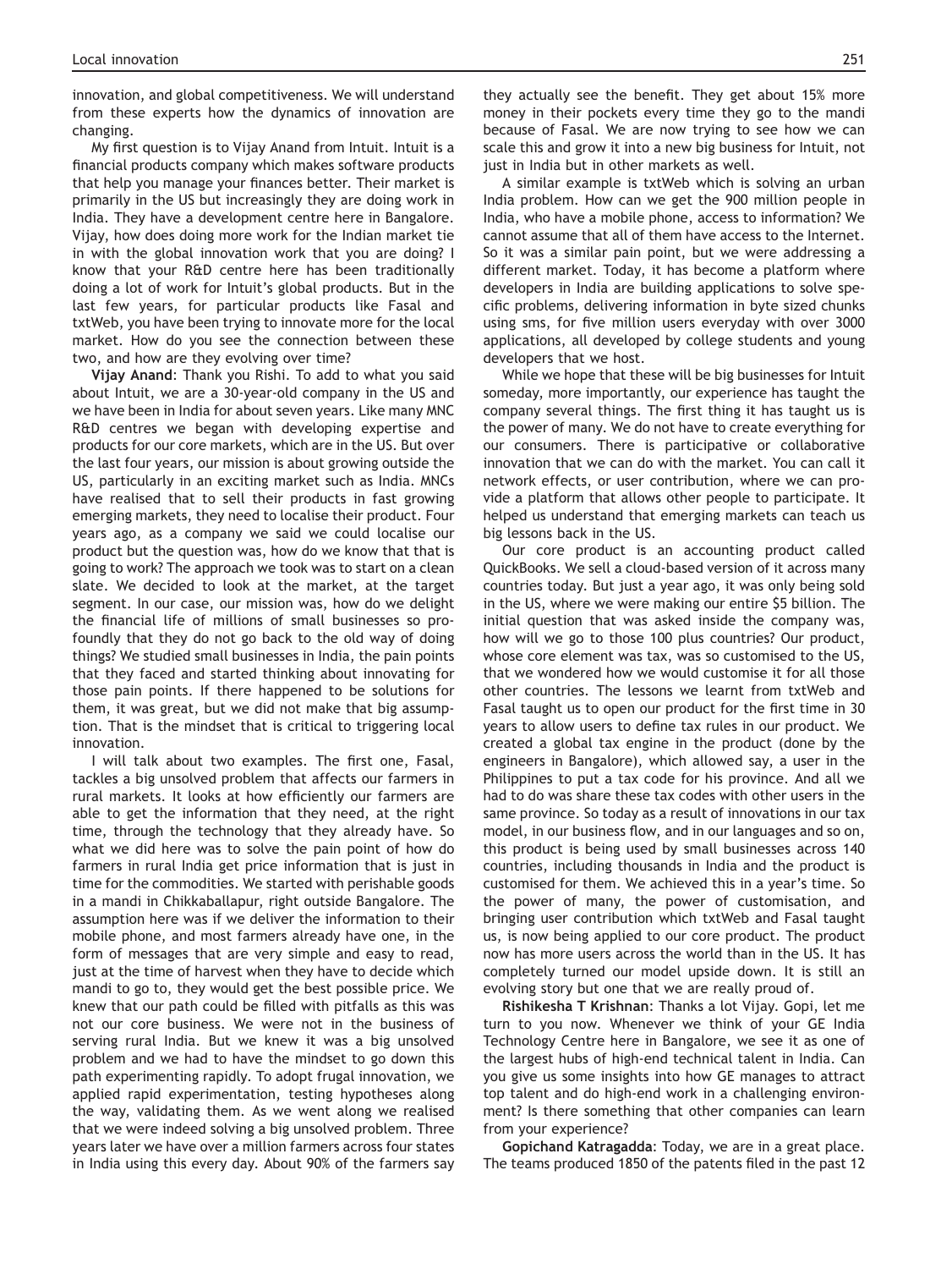innovation, and global competitiveness. We will understand from these experts how the dynamics of innovation are changing.

My first question is to Vijay Anand from Intuit. Intuit is a financial products company which makes software products that help you manage your finances better. Their market is primarily in the US but increasingly they are doing work in India. They have a development centre here in Bangalore. Vijay, how does doing more work for the Indian market tie in with the global innovation work that you are doing? I know that your R&D centre here has been traditionally doing a lot of work for Intuit's global products. But in the last few years, for particular products like Fasal and txtWeb, you have been trying to innovate more for the local market. How do you see the connection between these two, and how are they evolving over time?

**Vijay Anand**: Thank you Rishi. To add to what you said about Intuit, we are a 30-year-old company in the US and we have been in India for about seven years. Like many MNC R&D centres we began with developing expertise and products for our core markets, which are in the US. But over the last four years, our mission is about growing outside the US, particularly in an exciting market such as India. MNCs have realised that to sell their products in fast growing emerging markets, they need to localise their product. Four years ago, as a company we said we could localise our product but the question was, how do we know that that is going to work? The approach we took was to start on a clean slate. We decided to look at the market, at the target segment. In our case, our mission was, how do we delight the financial life of millions of small businesses so profoundly that they do not go back to the old way of doing things? We studied small businesses in India, the pain points that they faced and started thinking about innovating for those pain points. If there happened to be solutions for them, it was great, but we did not make that big assumption. That is the mindset that is critical to triggering local innovation.

I will talk about two examples. The first one, Fasal, tackles a big unsolved problem that affects our farmers in rural markets. It looks at how efficiently our farmers are able to get the information that they need, at the right time, through the technology that they already have. So what we did here was to solve the pain point of how do farmers in rural India get price information that is just in time for the commodities. We started with perishable goods in a mandi in Chikkaballapur, right outside Bangalore. The assumption here was if we deliver the information to their mobile phone, and most farmers already have one, in the form of messages that are very simple and easy to read, just at the time of harvest when they have to decide which mandi to go to, they would get the best possible price. We knew that our path could be filled with pitfalls as this was not our core business. We were not in the business of serving rural India. But we knew it was a big unsolved problem and we had to have the mindset to go down this path experimenting rapidly. To adopt frugal innovation, we applied rapid experimentation, testing hypotheses along the way, validating them. As we went along we realised that we were indeed solving a big unsolved problem. Three years later we have over a million farmers across four states in India using this every day. About 90% of the farmers say they actually see the benefit. They get about 15% more money in their pockets every time they go to the mandi because of Fasal. We are now trying to see how we can scale this and grow it into a new big business for Intuit, not just in India but in other markets as well.

A similar example is txtWeb which is solving an urban India problem. How can we get the 900 million people in India, who have a mobile phone, access to information? We cannot assume that all of them have access to the Internet. So it was a similar pain point, but we were addressing a different market. Today, it has become a platform where developers in India are building applications to solve specific problems, delivering information in byte sized chunks using sms, for five million users everyday with over 3000 applications, all developed by college students and young developers that we host.

While we hope that these will be big businesses for Intuit someday, more importantly, our experience has taught the company several things. The first thing it has taught us is the power of many. We do not have to create everything for our consumers. There is participative or collaborative innovation that we can do with the market. You can call it network effects, or user contribution, where we can provide a platform that allows other people to participate. It helped us understand that emerging markets can teach us big lessons back in the US.

Our core product is an accounting product called QuickBooks. We sell a cloud-based version of it across many countries today. But just a year ago, it was only being sold in the US, where we were making our entire $5 billion. The initial question that was asked inside the company was, how will we go to those 100 plus countries? Our product, whose core element was tax, was so customised to the US, that we wondered how we would customise it for all those other countries. The lessons we learnt from txtWeb and Fasal taught us to open our product for the first time in 30 years to allow users to define tax rules in our product. We created a global tax engine in the product (done by the engineers in Bangalore), which allowed say, a user in the Philippines to put a tax code for his province. And all we had to do was share these tax codes with other users in the same province. So today as a result of innovations in our tax model, in our business flow, and in our languages and so on, this product is being used by small businesses across 140 countries, including thousands in India and the product is customised for them. We achieved this in a year's time. So the power of many, the power of customisation, and bringing user contribution which txtWeb and Fasal taught us, is now being applied to our core product. The product now has more users across the world than in the US. It has completely turned our model upside down. It is still an evolving story but one that we are really proud of.

**Rishikesha T Krishnan**: Thanks a lot Vijay. Gopi, let me turn to you now. Whenever we think of your GE India Technology Centre here in Bangalore, we see it as one of the largest hubs of high-end technical talent in India. Can you give us some insights into how GE manages to attract top talent and do high-end work in a challenging environment? Is there something that other companies can learn from your experience?

**Gopichand Katragadda**: Today, we are in a great place. The teams produced 1850 of the patents filed in the past 12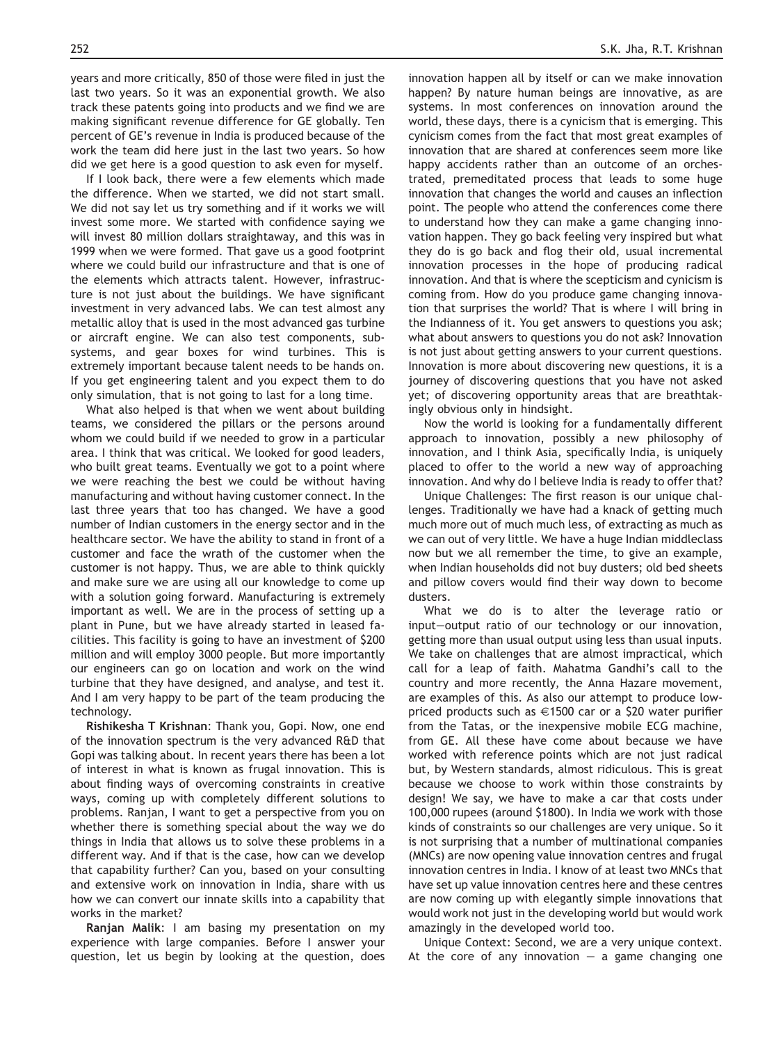years and more critically, 850 of those were filed in just the last two years. So it was an exponential growth. We also track these patents going into products and we find we are making significant revenue difference for GE globally. Ten percent of GE's revenue in India is produced because of the work the team did here just in the last two years. So how did we get here is a good question to ask even for myself.

If I look back, there were a few elements which made the difference. When we started, we did not start small. We did not say let us try something and if it works we will invest some more. We started with confidence saying we will invest 80 million dollars straightaway, and this was in 1999 when we were formed. That gave us a good footprint where we could build our infrastructure and that is one of the elements which attracts talent. However, infrastructure is not just about the buildings. We have significant investment in very advanced labs. We can test almost any metallic alloy that is used in the most advanced gas turbine or aircraft engine. We can also test components, subsystems, and gear boxes for wind turbines. This is extremely important because talent needs to be hands on. If you get engineering talent and you expect them to do only simulation, that is not going to last for a long time.

What also helped is that when we went about building teams, we considered the pillars or the persons around whom we could build if we needed to grow in a particular area. I think that was critical. We looked for good leaders, who built great teams. Eventually we got to a point where we were reaching the best we could be without having manufacturing and without having customer connect. In the last three years that too has changed. We have a good number of Indian customers in the energy sector and in the healthcare sector. We have the ability to stand in front of a customer and face the wrath of the customer when the customer is not happy. Thus, we are able to think quickly and make sure we are using all our knowledge to come up with a solution going forward. Manufacturing is extremely important as well. We are in the process of setting up a plant in Pune, but we have already started in leased facilities. This facility is going to have an investment of $200 million and will employ 3000 people. But more importantly our engineers can go on location and work on the wind turbine that they have designed, and analyse, and test it. And I am very happy to be part of the team producing the technology.

**Rishikesha T Krishnan**: Thank you, Gopi. Now, one end of the innovation spectrum is the very advanced R&D that Gopi was talking about. In recent years there has been a lot of interest in what is known as frugal innovation. This is about finding ways of overcoming constraints in creative ways, coming up with completely different solutions to problems. Ranjan, I want to get a perspective from you on whether there is something special about the way we do things in India that allows us to solve these problems in a different way. And if that is the case, how can we develop that capability further? Can you, based on your consulting and extensive work on innovation in India, share with us how we can convert our innate skills into a capability that works in the market?

**Ranjan Malik**: I am basing my presentation on my experience with large companies. Before I answer your question, let us begin by looking at the question, does innovation happen all by itself or can we make innovation happen? By nature human beings are innovative, as are systems. In most conferences on innovation around the world, these days, there is a cynicism that is emerging. This cynicism comes from the fact that most great examples of innovation that are shared at conferences seem more like happy accidents rather than an outcome of an orchestrated, premeditated process that leads to some huge innovation that changes the world and causes an inflection point. The people who attend the conferences come there to understand how they can make a game changing innovation happen. They go back feeling very inspired but what they do is go back and flog their old, usual incremental innovation processes in the hope of producing radical innovation. And that is where the scepticism and cynicism is coming from. How do you produce game changing innovation that surprises the world? That is where I will bring in the Indianness of it. You get answers to questions you ask; what about answers to questions you do not ask? Innovation is not just about getting answers to your current questions. Innovation is more about discovering new questions, it is a journey of discovering questions that you have not asked yet; of discovering opportunity areas that are breathtakingly obvious only in hindsight.

Now the world is looking for a fundamentally different approach to innovation, possibly a new philosophy of innovation, and I think Asia, specifically India, is uniquely placed to offer to the world a new way of approaching innovation. And why do I believe India is ready to offer that?

Unique Challenges: The first reason is our unique challenges. Traditionally we have had a knack of getting much much more out of much much less, of extracting as much as we can out of very little. We have a huge Indian middleclass now but we all remember the time, to give an example, when Indian households did not buy dusters; old bed sheets and pillow covers would find their way down to become dusters.

What we do is to alter the leverage ratio or input—output ratio of our technology or our innovation, getting more than usual output using less than usual inputs. We take on challenges that are almost impractical, which call for a leap of faith. Mahatma Gandhi's call to the country and more recently, the Anna Hazare movement, are examples of this. As also our attempt to produce low-priced products such as €1500 car or a $20 water purifier from the Tatas, or the inexpensive mobile ECG machine, from GE. All these have come about because we have worked with reference points which are not just radical but, by Western standards, almost ridiculous. This is great because we choose to work within those constraints by design! We say, we have to make a car that costs under 100,000 rupees (around $1800). In India we work with those kinds of constraints so our challenges are very unique. So it is not surprising that a number of multinational companies (MNCs) are now opening value innovation centres and frugal innovation centres in India. I know of at least two MNCs that have set up value innovation centres here and these centres are now coming up with elegantly simple innovations that would work not just in the developing world but would work amazingly in the developed world too.

Unique Context: Second, we are a very unique context. At the core of any innovation — a game changing one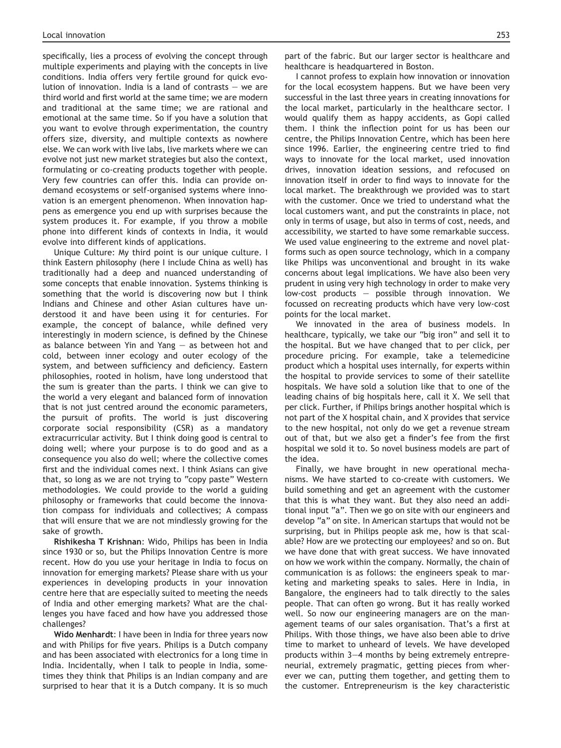specifically, lies a process of evolving the concept through multiple experiments and playing with the concepts in live conditions. India offers very fertile ground for quick evolution of innovation. India is a land of contrasts — we are third world and first world at the same time; we are modern and traditional at the same time; we are rational and emotional at the same time. So if you have a solution that you want to evolve through experimentation, the country offers size, diversity, and multiple contexts as nowhere else. We can work with live labs, live markets where we can evolve not just new market strategies but also the context, formulating or co-creating products together with people. Very few countries can offer this. India can provide on-demand ecosystems or self-organised systems where innovation is an emergent phenomenon. When innovation happens as emergence you end up with surprises because the system produces it. For example, if you throw a mobile phone into different kinds of contexts in India, it would evolve into different kinds of applications.

Unique Culture: My third point is our unique culture. I think Eastern philosophy (here I include China as well) has traditionally had a deep and nuanced understanding of some concepts that enable innovation. Systems thinking is something that the world is discovering now but I think Indians and Chinese and other Asian cultures have understood it and have been using it for centuries. For example, the concept of balance, while defined very interestingly in modern science, is defined by the Chinese as balance between Yin and Yang — as between hot and cold, between inner ecology and outer ecology of the system, and between sufficiency and deficiency. Eastern philosophies, rooted in holism, have long understood that the sum is greater than the parts. I think we can give to the world a very elegant and balanced form of innovation that is not just centred around the economic parameters, the pursuit of profits. The world is just discovering corporate social responsibility (CSR) as a mandatory extracurricular activity. But I think doing good is central to doing well; where your purpose is to do good and as a consequence you also do well; where the collective comes first and the individual comes next. I think Asians can give that, so long as we are not trying to "copy paste" Western methodologies. We could provide to the world a guiding philosophy or frameworks that could become the innovation compass for individuals and collectives; A compass that will ensure that we are not mindlessly growing for the sake of growth.

**Rishikesha T Krishnan**: Wido, Philips has been in India since 1930 or so, but the Philips Innovation Centre is more recent. How do you use your heritage in India to focus on innovation for emerging markets? Please share with us your experiences in developing products in your innovation centre here that are especially suited to meeting the needs of India and other emerging markets? What are the challenges you have faced and how have you addressed those challenges?

**Wido Menhardt**: I have been in India for three years now and with Philips for five years. Philips is a Dutch company and has been associated with electronics for a long time in India. Incidentally, when I talk to people in India, sometimes they think that Philips is an Indian company and are surprised to hear that it is a Dutch company. It is so much part of the fabric. But our larger sector is healthcare and healthcare is headquartered in Boston.

I cannot profess to explain how innovation or innovation for the local ecosystem happens. But we have been very successful in the last three years in creating innovations for the local market, particularly in the healthcare sector. I would qualify them as happy accidents, as Gopi called them. I think the inflection point for us has been our centre, the Philips Innovation Centre, which has been here since 1996. Earlier, the engineering centre tried to find ways to innovate for the local market, used innovation drives, innovation ideation sessions, and refocused on innovation itself in order to find ways to innovate for the local market. The breakthrough we provided was to start with the customer. Once we tried to understand what the local customers want, and put the constraints in place, not only in terms of usage, but also in terms of cost, needs, and accessibility, we started to have some remarkable success. We used value engineering to the extreme and novel platforms such as open source technology, which in a company like Philips was unconventional and brought in its wake concerns about legal implications. We have also been very prudent in using very high technology in order to make very low-cost products — possible through innovation. We focussed on recreating products which have very low-cost points for the local market.

We innovated in the area of business models. In healthcare, typically, we take our "big iron" and sell it to the hospital. But we have changed that to per click, per procedure pricing. For example, take a telemedicine product which a hospital uses internally, for experts within the hospital to provide services to some of their satellite hospitals. We have sold a solution like that to one of the leading chains of big hospitals here, call it X. We sell that per click. Further, if Philips brings another hospital which is not part of the X hospital chain, and X provides that service to the new hospital, not only do we get a revenue stream out of that, but we also get a finder's fee from the first hospital we sold it to. So novel business models are part of the idea.

Finally, we have brought in new operational mechanisms. We have started to co-create with customers. We build something and get an agreement with the customer that this is what they want. But they also need an additional input "a". Then we go on site with our engineers and develop "a" on site. In American startups that would not be surprising, but in Philips people ask me, how is that scalable? How are we protecting our employees? and so on. But we have done that with great success. We have innovated on how we work within the company. Normally, the chain of communication is as follows: the engineers speak to marketing and marketing speaks to sales. Here in India, in Bangalore, the engineers had to talk directly to the sales people. That can often go wrong. But it has really worked well. So now our engineering managers are on the management teams of our sales organisation. That's a first at Philips. With those things, we have also been able to drive time to market to unheard of levels. We have developed products within 3—4 months by being extremely entrepreneurial, extremely pragmatic, getting pieces from wherever we can, putting them together, and getting them to the customer. Entrepreneurism is the key characteristic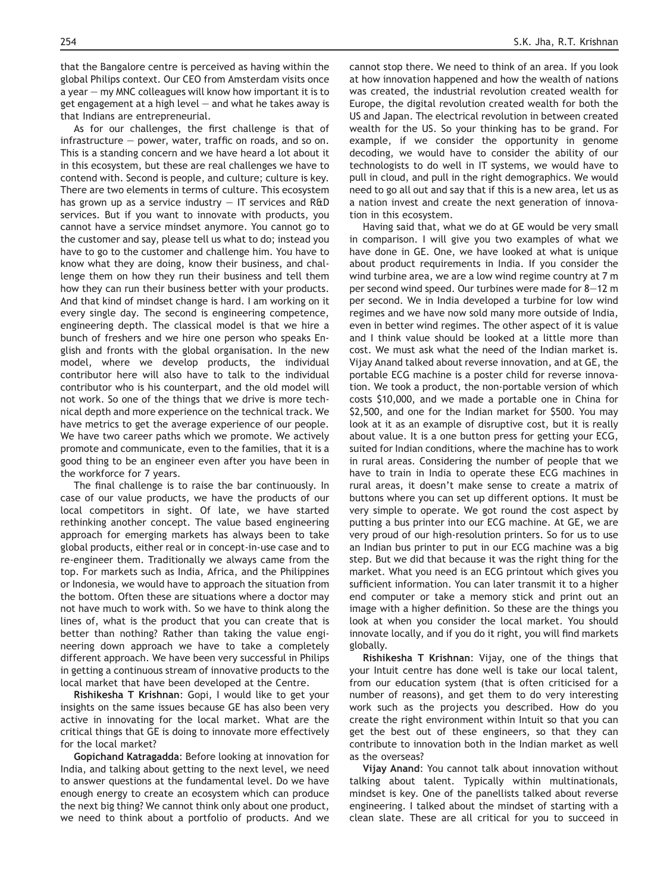that the Bangalore centre is perceived as having within the global Philips context. Our CEO from Amsterdam visits once a year — my MNC colleagues will know how important it is to get engagement at a high level — and what he takes away is that Indians are entrepreneurial.

As for our challenges, the first challenge is that of infrastructure — power, water, traffic on roads, and so on. This is a standing concern and we have heard a lot about it in this ecosystem, but these are real challenges we have to contend with. Second is people, and culture; culture is key. There are two elements in terms of culture. This ecosystem has grown up as a service industry — IT services and R&D services. But if you want to innovate with products, you cannot have a service mindset anymore. You cannot go to the customer and say, please tell us what to do; instead you have to go to the customer and challenge him. You have to know what they are doing, know their business, and challenge them on how they run their business and tell them how they can run their business better with your products. And that kind of mindset change is hard. I am working on it every single day. The second is engineering competence, engineering depth. The classical model is that we hire a bunch of freshers and we hire one person who speaks English and fronts with the global organisation. In the new model, where we develop products, the individual contributor here will also have to talk to the individual contributor who is his counterpart, and the old model will not work. So one of the things that we drive is more technical depth and more experience on the technical track. We have metrics to get the average experience of our people. We have two career paths which we promote. We actively promote and communicate, even to the families, that it is a good thing to be an engineer even after you have been in the workforce for 7 years.

The final challenge is to raise the bar continuously. In case of our value products, we have the products of our local competitors in sight. Of late, we have started rethinking another concept. The value based engineering approach for emerging markets has always been to take global products, either real or in concept-in-use case and to re-engineer them. Traditionally we always came from the top. For markets such as India, Africa, and the Philippines or Indonesia, we would have to approach the situation from the bottom. Often these are situations where a doctor may not have much to work with. So we have to think along the lines of, what is the product that you can create that is better than nothing? Rather than taking the value engineering down approach we have to take a completely different approach. We have been very successful in Philips in getting a continuous stream of innovative products to the local market that have been developed at the Centre.

**Rishikesha T Krishnan**: Gopi, I would like to get your insights on the same issues because GE has also been very active in innovating for the local market. What are the critical things that GE is doing to innovate more effectively for the local market?

**Gopichand Katragadda**: Before looking at innovation for India, and talking about getting to the next level, we need to answer questions at the fundamental level. Do we have enough energy to create an ecosystem which can produce the next big thing? We cannot think only about one product, we need to think about a portfolio of products. And we cannot stop there. We need to think of an area. If you look at how innovation happened and how the wealth of nations was created, the industrial revolution created wealth for Europe, the digital revolution created wealth for both the US and Japan. The electrical revolution in between created wealth for the US. So your thinking has to be grand. For example, if we consider the opportunity in genome decoding, we would have to consider the ability of our technologists to do well in IT systems, we would have to pull in cloud, and pull in the right demographics. We would need to go all out and say that if this is a new area, let us as a nation invest and create the next generation of innovation in this ecosystem.

Having said that, what we do at GE would be very small in comparison. I will give you two examples of what we have done in GE. One, we have looked at what is unique about product requirements in India. If you consider the wind turbine area, we are a low wind regime country at 7 m per second wind speed. Our turbines were made for 8—12 m per second. We in India developed a turbine for low wind regimes and we have now sold many more outside of India, even in better wind regimes. The other aspect of it is value and I think value should be looked at a little more than cost. We must ask what the need of the Indian market is. Vijay Anand talked about reverse innovation, and at GE, the portable ECG machine is a poster child for reverse innovation. We took a product, the non-portable version of which costs $10,000, and we made a portable one in China for $2,500, and one for the Indian market for $500. You may look at it as an example of disruptive cost, but it is really about value. It is a one button press for getting your ECG, suited for Indian conditions, where the machine has to work in rural areas. Considering the number of people that we have to train in India to operate these ECG machines in rural areas, it doesn't make sense to create a matrix of buttons where you can set up different options. It must be very simple to operate. We got round the cost aspect by putting a bus printer into our ECG machine. At GE, we are very proud of our high-resolution printers. So for us to use an Indian bus printer to put in our ECG machine was a big step. But we did that because it was the right thing for the market. What you need is an ECG printout which gives you sufficient information. You can later transmit it to a higher end computer or take a memory stick and print out an image with a higher definition. So these are the things you look at when you consider the local market. You should innovate locally, and if you do it right, you will find markets globally.

**Rishikesha T Krishnan**: Vijay, one of the things that your Intuit centre has done well is take our local talent, from our education system (that is often criticised for a number of reasons), and get them to do very interesting work such as the projects you described. How do you create the right environment within Intuit so that you can get the best out of these engineers, so that they can contribute to innovation both in the Indian market as well as the overseas?

**Vijay Anand**: You cannot talk about innovation without talking about talent. Typically within multinationals, mindset is key. One of the panellists talked about reverse engineering. I talked about the mindset of starting with a clean slate. These are all critical for you to succeed in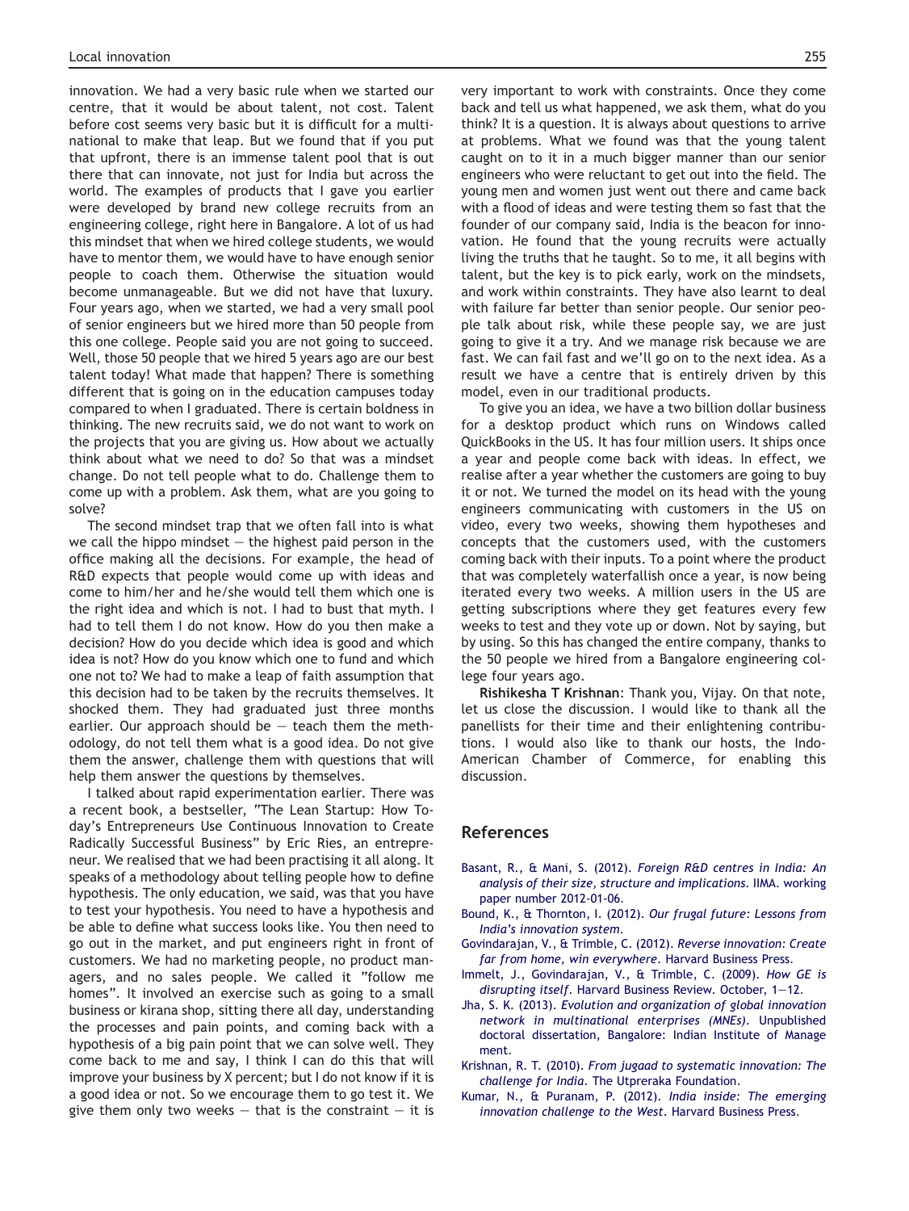innovation. We had a very basic rule when we started our centre, that it would be about talent, not cost. Talent before cost seems very basic but it is difficult for a multinational to make that leap. But we found that if you put that upfront, there is an immense talent pool that is out there that can innovate, not just for India but across the world. The examples of products that I gave you earlier were developed by brand new college recruits from an engineering college, right here in Bangalore. A lot of us had this mindset that when we hired college students, we would have to mentor them, we would have to have enough senior people to coach them. Otherwise the situation would become unmanageable. But we did not have that luxury. Four years ago, when we started, we had a very small pool of senior engineers but we hired more than 50 people from this one college. People said you are not going to succeed. Well, those 50 people that we hired 5 years ago are our best talent today! What made that happen? There is something different that is going on in the education campuses today compared to when I graduated. There is certain boldness in thinking. The new recruits said, we do not want to work on the projects that you are giving us. How about we actually think about what we need to do? So that was a mindset change. Do not tell people what to do. Challenge them to come up with a problem. Ask them, what are you going to solve?

The second mindset trap that we often fall into is what we call the hippo mindset — the highest paid person in the office making all the decisions. For example, the head of R&D expects that people would come up with ideas and come to him/her and he/she would tell them which one is the right idea and which is not. I had to bust that myth. I had to tell them I do not know. How do you then make a decision? How do you decide which idea is good and which idea is not? How do you know which one to fund and which one not to? We had to make a leap of faith assumption that this decision had to be taken by the recruits themselves. It shocked them. They had graduated just three months earlier. Our approach should be — teach them the methodology, do not tell them what is a good idea. Do not give them the answer, challenge them with questions that will help them answer the questions by themselves.

I talked about rapid experimentation earlier. There was a recent book, a bestseller, "The Lean Startup: How Today's Entrepreneurs Use Continuous Innovation to Create Radically Successful Business" by Eric Ries, an entrepreneur. We realised that we had been practising it all along. It speaks of a methodology about telling people how to define hypothesis. The only education, we said, was that you have to test your hypothesis. You need to have a hypothesis and be able to define what success looks like. You then need to go out in the market, and put engineers right in front of customers. We had no marketing people, no product managers, and no sales people. We called it "follow me homes". It involved an exercise such as going to a small business or kirana shop, sitting there all day, understanding the processes and pain points, and coming back with a hypothesis of a big pain point that we can solve well. They come back to me and say, I think I can do this that will improve your business by X percent; but I do not know if it is a good idea or not. So we encourage them to go test it. We give them only two weeks — that is the constraint — it is very important to work with constraints. Once they come back and tell us what happened, we ask them, what do you think? It is a question. It is always about questions to arrive at problems. What we found was that the young talent caught on to it in a much bigger manner than our senior engineers who were reluctant to get out into the field. The young men and women just went out there and came back with a flood of ideas and were testing them so fast that the founder of our company said, India is the beacon for innovation. He found that the young recruits were actually living the truths that he taught. So to me, it all begins with talent, but the key is to pick early, work on the mindsets, and work within constraints. They have also learnt to deal with failure far better than senior people. Our senior people talk about risk, while these people say, we are just going to give it a try. And we manage risk because we are fast. We can fail fast and we'll go on to the next idea. As a result we have a centre that is entirely driven by this model, even in our traditional products.

To give you an idea, we have a two billion dollar business for a desktop product which runs on Windows called QuickBooks in the US. It has four million users. It ships once a year and people come back with ideas. In effect, we realise after a year whether the customers are going to buy it or not. We turned the model on its head with the young engineers communicating with customers in the US on video, every two weeks, showing them hypotheses and concepts that the customers used, with the customers coming back with their inputs. To a point where the product that was completely waterfallish once a year, is now being iterated every two weeks. A million users in the US are getting subscriptions where they get features every few weeks to test and they vote up or down. Not by saying, but by using. So this has changed the entire company, thanks to the 50 people we hired from a Bangalore engineering college four years ago.

**Rishikesha T Krishnan**: Thank you, Vijay. On that note, let us close the discussion. I would like to thank all the panellists for their time and their enlightening contributions. I would also like to thank our hosts, the Indo-American Chamber of Commerce, for enabling this discussion.

## References

Basant, R., & Mani, S. (2012). *Foreign R&D centres in India: An analysis of their size, structure and implications*. IIMA. working paper number 2012-01-06.

Bound, K., & Thornton, I. (2012). *Our frugal future: Lessons from India's innovation system*.

Govindarajan, V., & Trimble, C. (2012). *Reverse innovation: Create far from home, win everywhere*. Harvard Business Press.

Immelt, J., Govindarajan, V., & Trimble, C. (2009). *How GE is disrupting itself*. Harvard Business Review. October, 1—12.

Jha, S. K. (2013). *Evolution and organization of global innovation network in multinational enterprises (MNEs)*. Unpublished doctoral dissertation, Bangalore: Indian Institute of Management.

Krishnan, R. T. (2010). *From jugaad to systematic innovation: The challenge for India*. The Utpreraka Foundation.

Kumar, N., & Puranam, P. (2012). *India inside: The emerging innovation challenge to the West*. Harvard Business Press.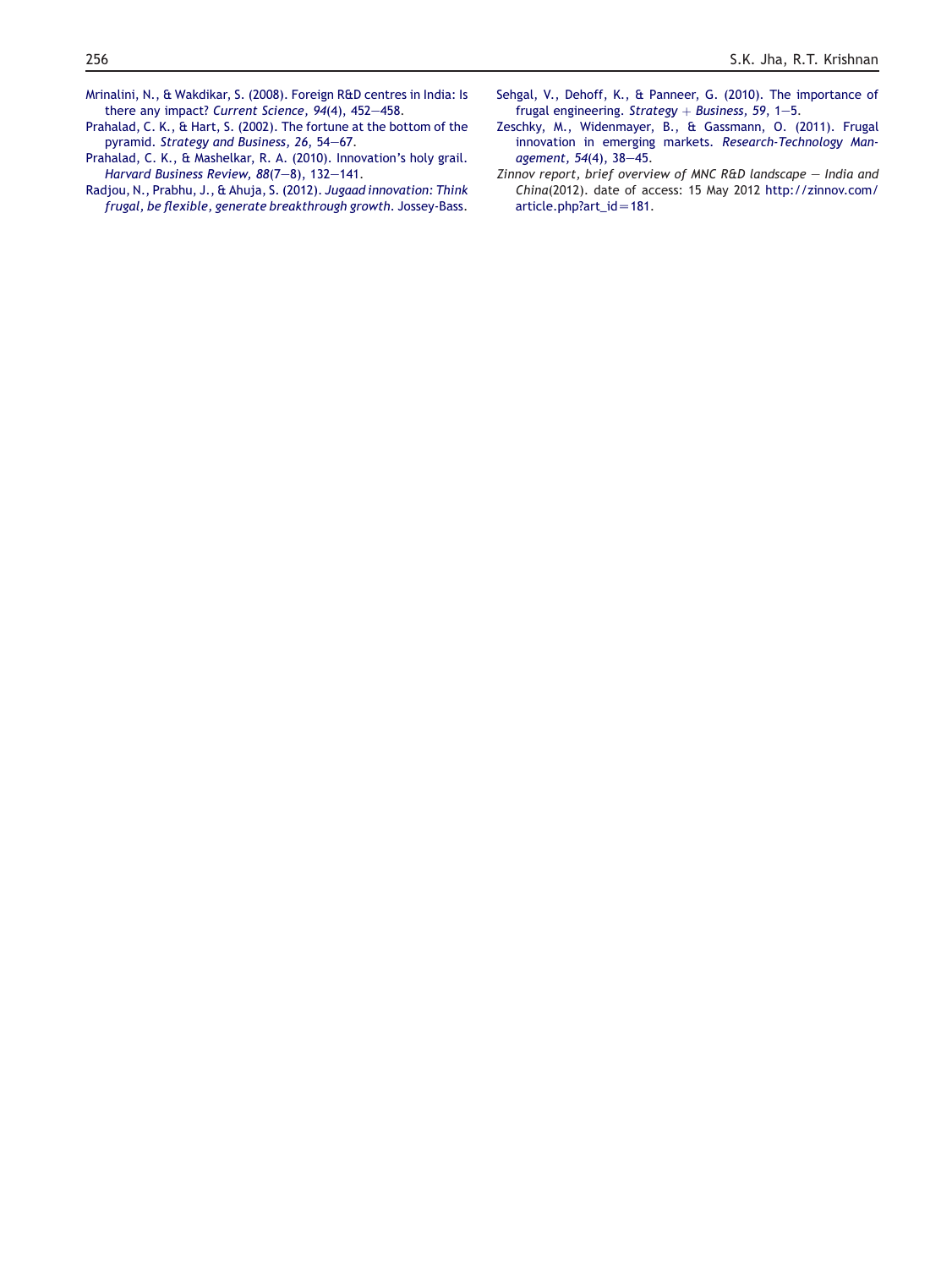Mrinalini, N., & Wakdikar, S. (2008). Foreign R&D centres in India: Is there any impact? *Current Science*, *94*(4), 452—458.

Prahalad, C. K., & Hart, S. (2002). The fortune at the bottom of the pyramid. *Strategy and Business*, *26*, 54—67.

Prahalad, C. K., & Mashelkar, R. A. (2010). Innovation's holy grail. *Harvard Business Review*, *88*(7—8), 132—141.

Radjou, N., Prabhu, J., & Ahuja, S. (2012). *Jugaad innovation: Think frugal, be flexible, generate breakthrough growth*. Jossey-Bass.

Sehgal, V., Dehoff, K., & Panneer, G. (2010). The importance of frugal engineering. *Strategy + Business*, *59*, 1—5.

Zeschky, M., Widenmayer, B., & Gassmann, O. (2011). Frugal innovation in emerging markets. *Research-Technology Management*, *54*(4), 38—45.

*Zinnov report, brief overview of MNC R&D landscape — India and China*(2012). date of access: 15 May 2012 http://zinnov.com/article.php?art_id=181.